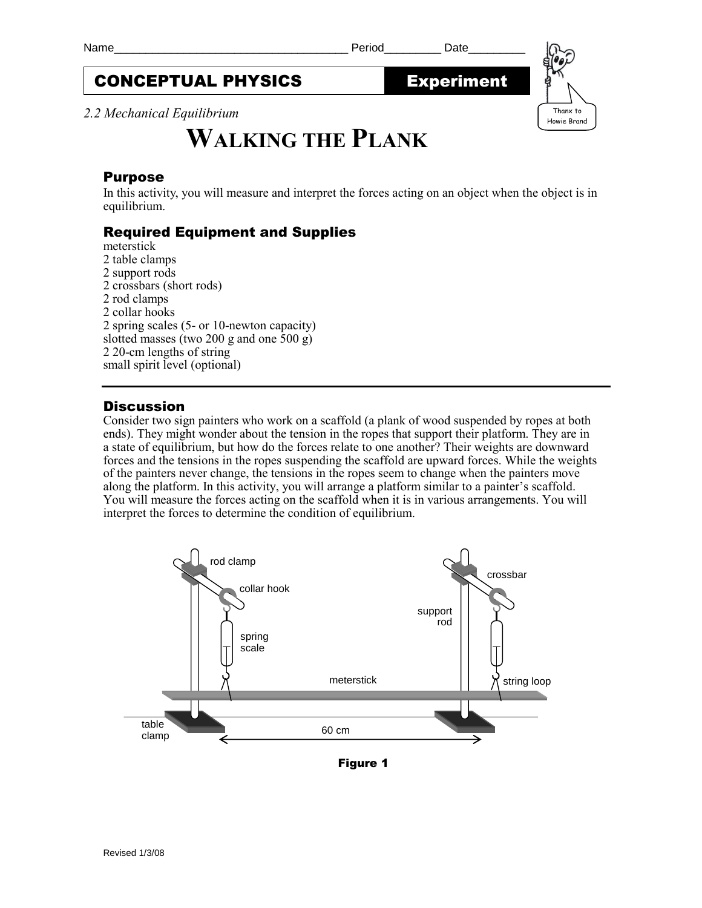Name_____________________________________ Period_________ Date_________

**CONCEPTUAL PHYSICS** | **Experiment**

Thanx to Howie Brand

*2.2 Mechanical Equilibrium*

# WALKING THE PLANK

## Purpose

In this activity, you will measure and interpret the forces acting on an object when the object is in equilibrium.

## Required Equipment and Supplies

meterstick
2 table clamps
2 support rods
2 crossbars (short rods)
2 rod clamps
2 collar hooks
2 spring scales (5- or 10-newton capacity)
slotted masses (two 200 g and one 500 g)
2 20-cm lengths of string
small spirit level (optional)

---

## Discussion

Consider two sign painters who work on a scaffold (a plank of wood suspended by ropes at both ends). They might wonder about the tension in the ropes that support their platform. They are in a state of equilibrium, but how do the forces relate to one another? Their weights are downward forces and the tensions in the ropes suspending the scaffold are upward forces. While the weights of the painters never change, the tensions in the ropes seem to change when the painters move along the platform. In this activity, you will arrange a platform similar to a painter's scaffold. You will measure the forces acting on the scaffold when it is in various arrangements. You will interpret the forces to determine the condition of equilibrium.

rod clamp, collar hook, spring scale, crossbar, support rod, meterstick, string loop, table clamp, 60 cm

**Figure 1**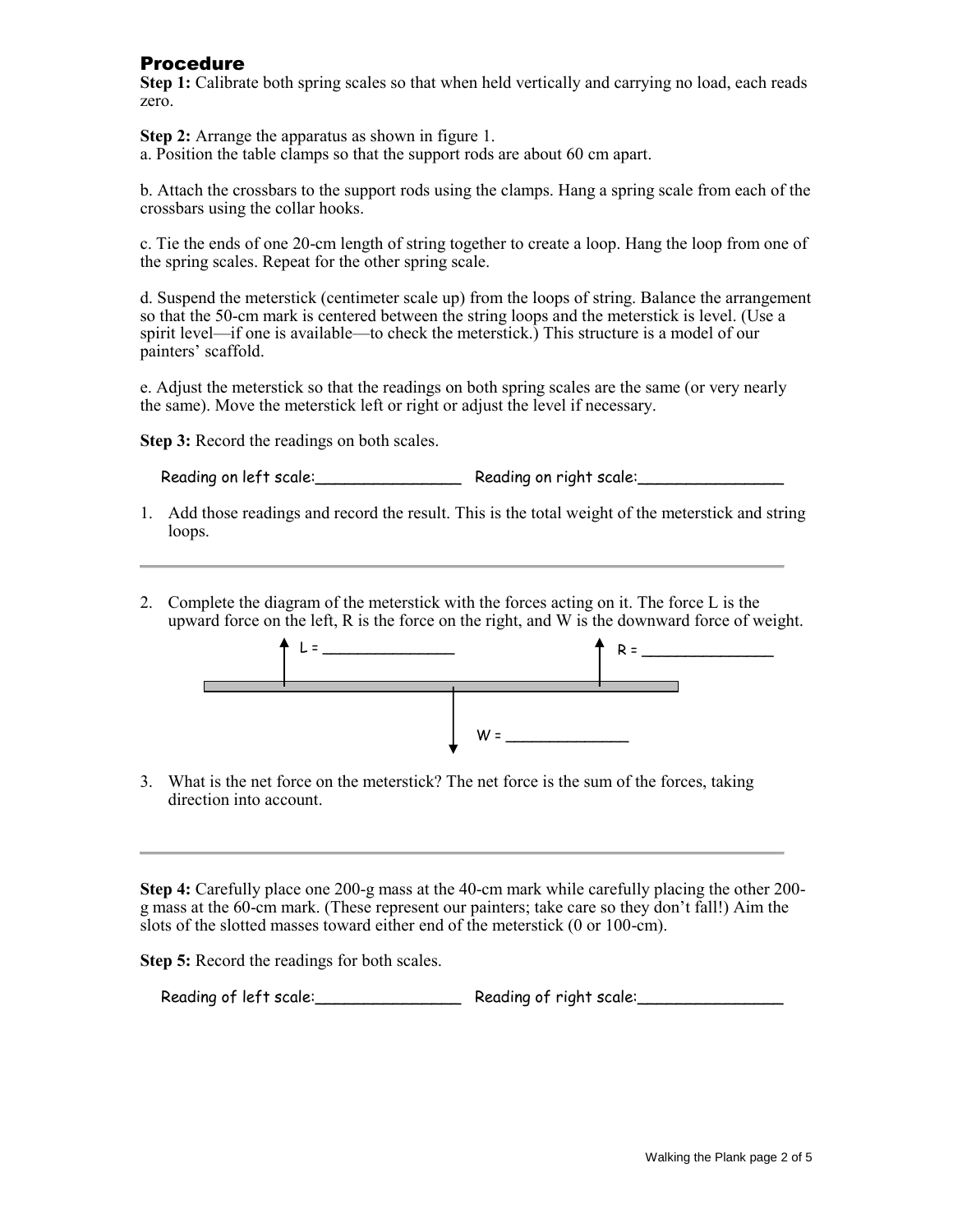## Procedure

**Step 1:** Calibrate both spring scales so that when held vertically and carrying no load, each reads zero.

**Step 2:** Arrange the apparatus as shown in figure 1.

a. Position the table clamps so that the support rods are about 60 cm apart.

b. Attach the crossbars to the support rods using the clamps. Hang a spring scale from each of the crossbars using the collar hooks.

c. Tie the ends of one 20-cm length of string together to create a loop. Hang the loop from one of the spring scales. Repeat for the other spring scale.

d. Suspend the meterstick (centimeter scale up) from the loops of string. Balance the arrangement so that the 50-cm mark is centered between the string loops and the meterstick is level. (Use a spirit level—if one is available—to check the meterstick.) This structure is a model of our painters' scaffold.

e. Adjust the meterstick so that the readings on both spring scales are the same (or very nearly the same). Move the meterstick left or right or adjust the level if necessary.

**Step 3:** Record the readings on both scales.

Reading on left scale:________________ Reading on right scale:________________

1. Add those readings and record the result. This is the total weight of the meterstick and string loops.

---

2. Complete the diagram of the meterstick with the forces acting on it. The force L is the upward force on the left, R is the force on the right, and W is the downward force of weight.

L = ______________ R = ______________

W = ______________

3. What is the net force on the meterstick? The net force is the sum of the forces, taking direction into account.

---

**Step 4:** Carefully place one 200-g mass at the 40-cm mark while carefully placing the other 200-g mass at the 60-cm mark. (These represent our painters; take care so they don't fall!) Aim the slots of the slotted masses toward either end of the meterstick (0 or 100-cm).

**Step 5:** Record the readings for both scales.

Reading of left scale:________________ Reading of right scale:________________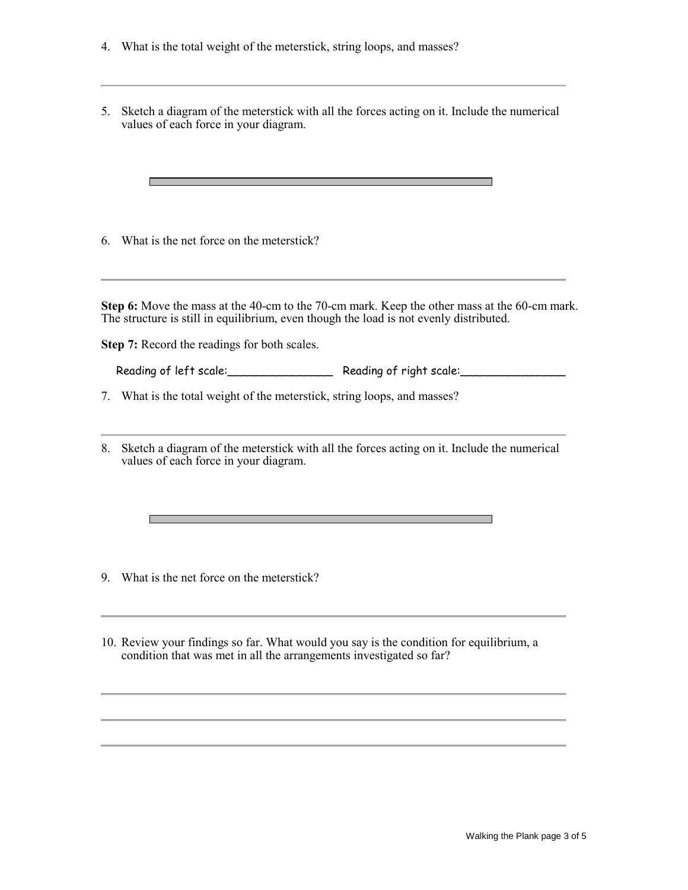4. What is the total weight of the meterstick, string loops, and masses?

5. Sketch a diagram of the meterstick with all the forces acting on it. Include the numerical values of each force in your diagram.

6. What is the net force on the meterstick?

**Step 6:** Move the mass at the 40-cm to the 70-cm mark. Keep the other mass at the 60-cm mark. The structure is still in equilibrium, even though the load is not evenly distributed.

**Step 7:** Record the readings for both scales.

Reading of left scale:________________ Reading of right scale:________________

7. What is the total weight of the meterstick, string loops, and masses?

8. Sketch a diagram of the meterstick with all the forces acting on it. Include the numerical values of each force in your diagram.

9. What is the net force on the meterstick?

10. Review your findings so far. What would you say is the condition for equilibrium, a condition that was met in all the arrangements investigated so far?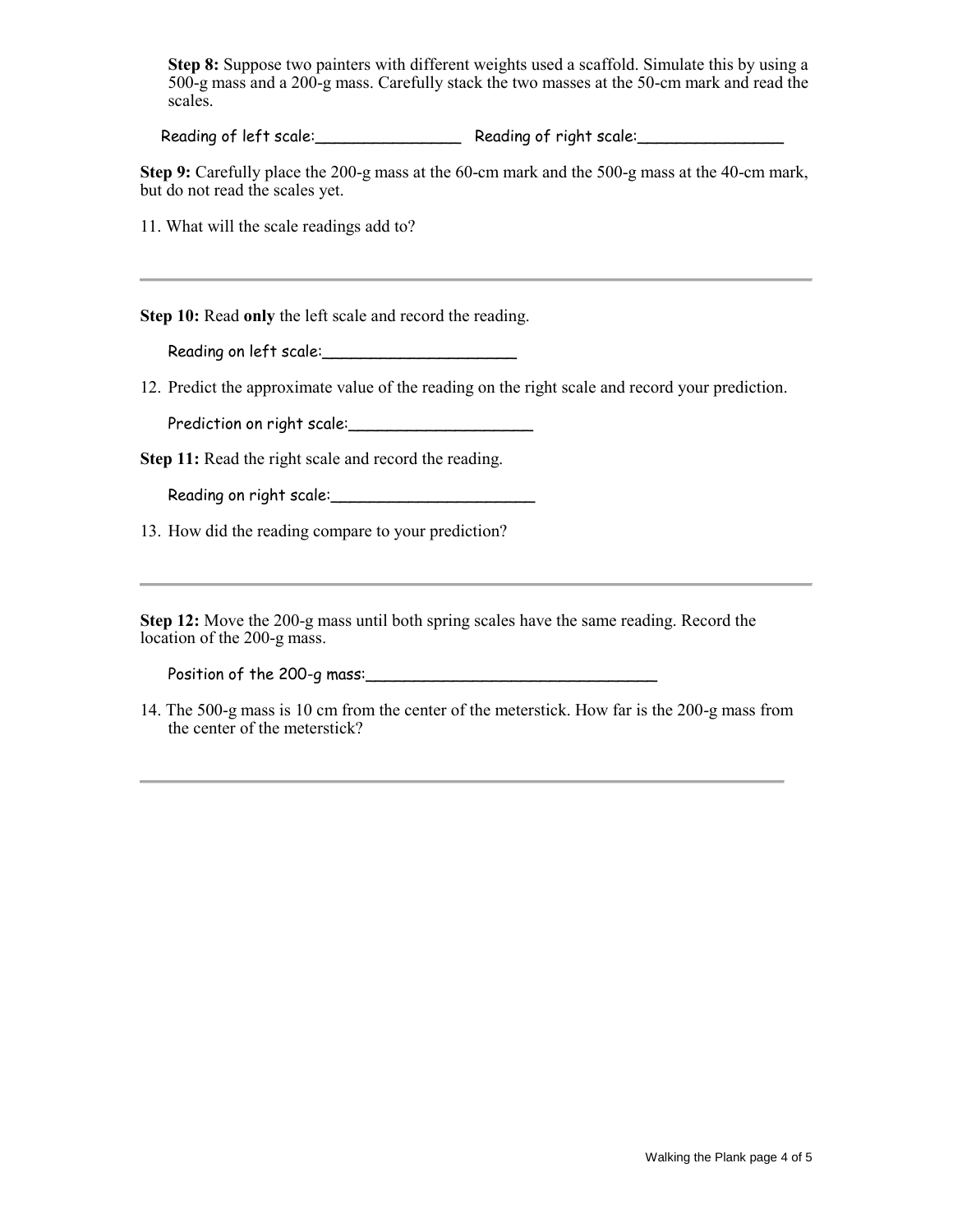**Step 8:** Suppose two painters with different weights used a scaffold. Simulate this by using a 500-g mass and a 200-g mass. Carefully stack the two masses at the 50-cm mark and read the scales.

Reading of left scale:_______________ Reading of right scale:_______________

**Step 9:** Carefully place the 200-g mass at the 60-cm mark and the 500-g mass at the 40-cm mark, but do not read the scales yet.

11. What will the scale readings add to?

---

**Step 10:** Read **only** the left scale and record the reading.

Reading on left scale:____________________

12. Predict the approximate value of the reading on the right scale and record your prediction.

Prediction on right scale:___________________

**Step 11:** Read the right scale and record the reading.

Reading on right scale:_____________________

13. How did the reading compare to your prediction?

---

**Step 12:** Move the 200-g mass until both spring scales have the same reading. Record the location of the 200-g mass.

Position of the 200-g mass:______________________________

14. The 500-g mass is 10 cm from the center of the meterstick. How far is the 200-g mass from the center of the meterstick?

---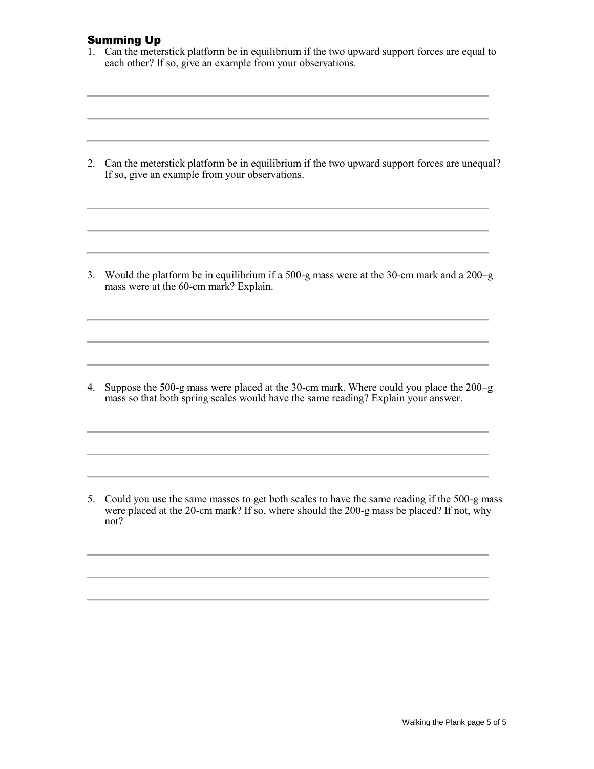## Summing Up

1. Can the meterstick platform be in equilibrium if the two upward support forces are equal to each other? If so, give an example from your observations.

2. Can the meterstick platform be in equilibrium if the two upward support forces are unequal? If so, give an example from your observations.

3. Would the platform be in equilibrium if a 500-g mass were at the 30-cm mark and a 200–g mass were at the 60-cm mark? Explain.

4. Suppose the 500-g mass were placed at the 30-cm mark. Where could you place the 200–g mass so that both spring scales would have the same reading? Explain your answer.

5. Could you use the same masses to get both scales to have the same reading if the 500-g mass were placed at the 20-cm mark? If so, where should the 200-g mass be placed? If not, why not?